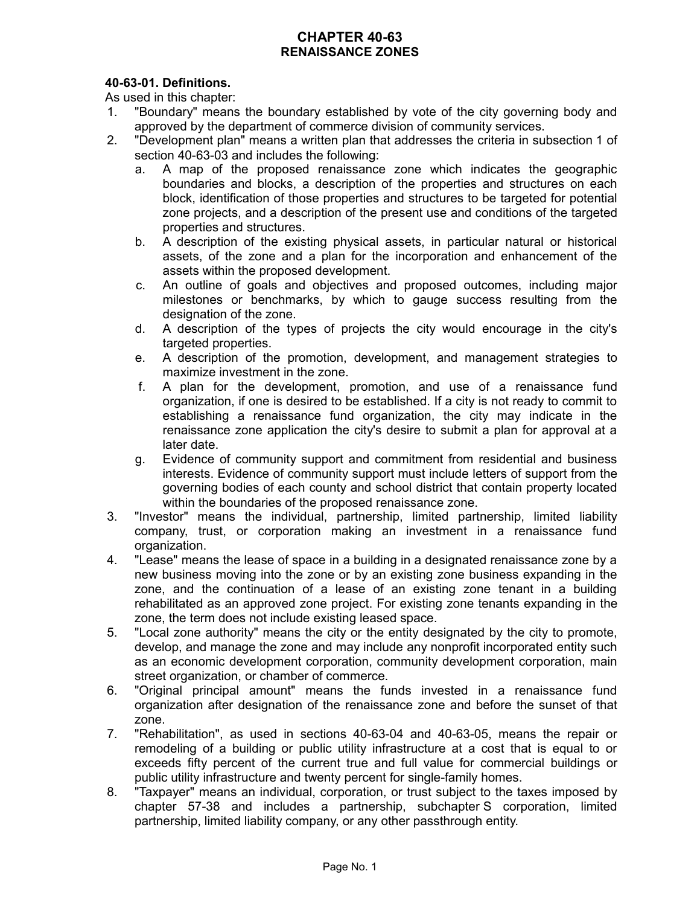# CHAPTER 40-63
## RENAISSANCE ZONES

**40-63-01. Definitions.**

As used in this chapter:

1. "Boundary" means the boundary established by vote of the city governing body and approved by the department of commerce division of community services.
2. "Development plan" means a written plan that addresses the criteria in subsection 1 of section 40-63-03 and includes the following:
   a. A map of the proposed renaissance zone which indicates the geographic boundaries and blocks, a description of the properties and structures on each block, identification of those properties and structures to be targeted for potential zone projects, and a description of the present use and conditions of the targeted properties and structures.
   b. A description of the existing physical assets, in particular natural or historical assets, of the zone and a plan for the incorporation and enhancement of the assets within the proposed development.
   c. An outline of goals and objectives and proposed outcomes, including major milestones or benchmarks, by which to gauge success resulting from the designation of the zone.
   d. A description of the types of projects the city would encourage in the city's targeted properties.
   e. A description of the promotion, development, and management strategies to maximize investment in the zone.
   f. A plan for the development, promotion, and use of a renaissance fund organization, if one is desired to be established. If a city is not ready to commit to establishing a renaissance fund organization, the city may indicate in the renaissance zone application the city's desire to submit a plan for approval at a later date.
   g. Evidence of community support and commitment from residential and business interests. Evidence of community support must include letters of support from the governing bodies of each county and school district that contain property located within the boundaries of the proposed renaissance zone.
3. "Investor" means the individual, partnership, limited partnership, limited liability company, trust, or corporation making an investment in a renaissance fund organization.
4. "Lease" means the lease of space in a building in a designated renaissance zone by a new business moving into the zone or by an existing zone business expanding in the zone, and the continuation of a lease of an existing zone tenant in a building rehabilitated as an approved zone project. For existing zone tenants expanding in the zone, the term does not include existing leased space.
5. "Local zone authority" means the city or the entity designated by the city to promote, develop, and manage the zone and may include any nonprofit incorporated entity such as an economic development corporation, community development corporation, main street organization, or chamber of commerce.
6. "Original principal amount" means the funds invested in a renaissance fund organization after designation of the renaissance zone and before the sunset of that zone.
7. "Rehabilitation", as used in sections 40-63-04 and 40-63-05, means the repair or remodeling of a building or public utility infrastructure at a cost that is equal to or exceeds fifty percent of the current true and full value for commercial buildings or public utility infrastructure and twenty percent for single-family homes.
8. "Taxpayer" means an individual, corporation, or trust subject to the taxes imposed by chapter 57-38 and includes a partnership, subchapter S corporation, limited partnership, limited liability company, or any other passthrough entity.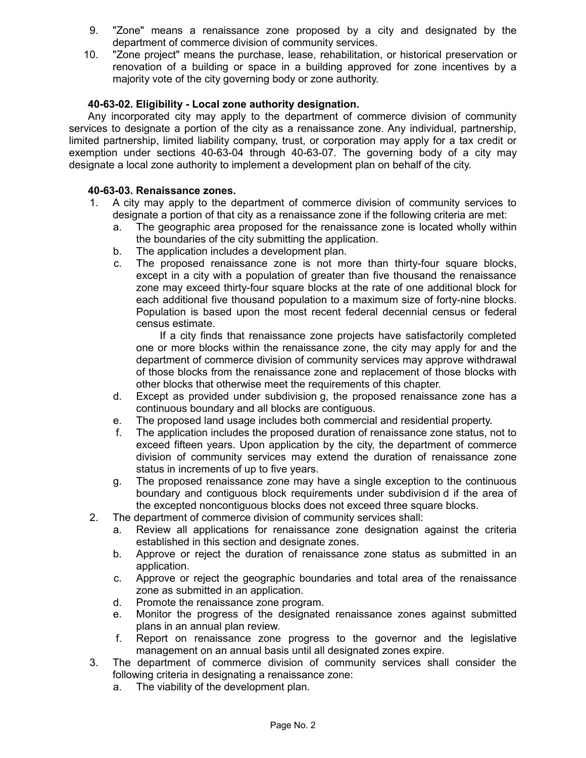9. "Zone" means a renaissance zone proposed by a city and designated by the department of commerce division of community services.
10. "Zone project" means the purchase, lease, rehabilitation, or historical preservation or renovation of a building or space in a building approved for zone incentives by a majority vote of the city governing body or zone authority.

**40-63-02. Eligibility - Local zone authority designation.**

Any incorporated city may apply to the department of commerce division of community services to designate a portion of the city as a renaissance zone. Any individual, partnership, limited partnership, limited liability company, trust, or corporation may apply for a tax credit or exemption under sections 40-63-04 through 40-63-07. The governing body of a city may designate a local zone authority to implement a development plan on behalf of the city.

**40-63-03. Renaissance zones.**

1. A city may apply to the department of commerce division of community services to designate a portion of that city as a renaissance zone if the following criteria are met:
   a. The geographic area proposed for the renaissance zone is located wholly within the boundaries of the city submitting the application.
   b. The application includes a development plan.
   c. The proposed renaissance zone is not more than thirty-four square blocks, except in a city with a population of greater than five thousand the renaissance zone may exceed thirty-four square blocks at the rate of one additional block for each additional five thousand population to a maximum size of forty-nine blocks. Population is based upon the most recent federal decennial census or federal census estimate.

      If a city finds that renaissance zone projects have satisfactorily completed one or more blocks within the renaissance zone, the city may apply for and the department of commerce division of community services may approve withdrawal of those blocks from the renaissance zone and replacement of those blocks with other blocks that otherwise meet the requirements of this chapter.
   d. Except as provided under subdivision g, the proposed renaissance zone has a continuous boundary and all blocks are contiguous.
   e. The proposed land usage includes both commercial and residential property.
   f. The application includes the proposed duration of renaissance zone status, not to exceed fifteen years. Upon application by the city, the department of commerce division of community services may extend the duration of renaissance zone status in increments of up to five years.
   g. The proposed renaissance zone may have a single exception to the continuous boundary and contiguous block requirements under subdivision d if the area of the excepted noncontiguous blocks does not exceed three square blocks.
2. The department of commerce division of community services shall:
   a. Review all applications for renaissance zone designation against the criteria established in this section and designate zones.
   b. Approve or reject the duration of renaissance zone status as submitted in an application.
   c. Approve or reject the geographic boundaries and total area of the renaissance zone as submitted in an application.
   d. Promote the renaissance zone program.
   e. Monitor the progress of the designated renaissance zones against submitted plans in an annual plan review.
   f. Report on renaissance zone progress to the governor and the legislative management on an annual basis until all designated zones expire.
3. The department of commerce division of community services shall consider the following criteria in designating a renaissance zone:
   a. The viability of the development plan.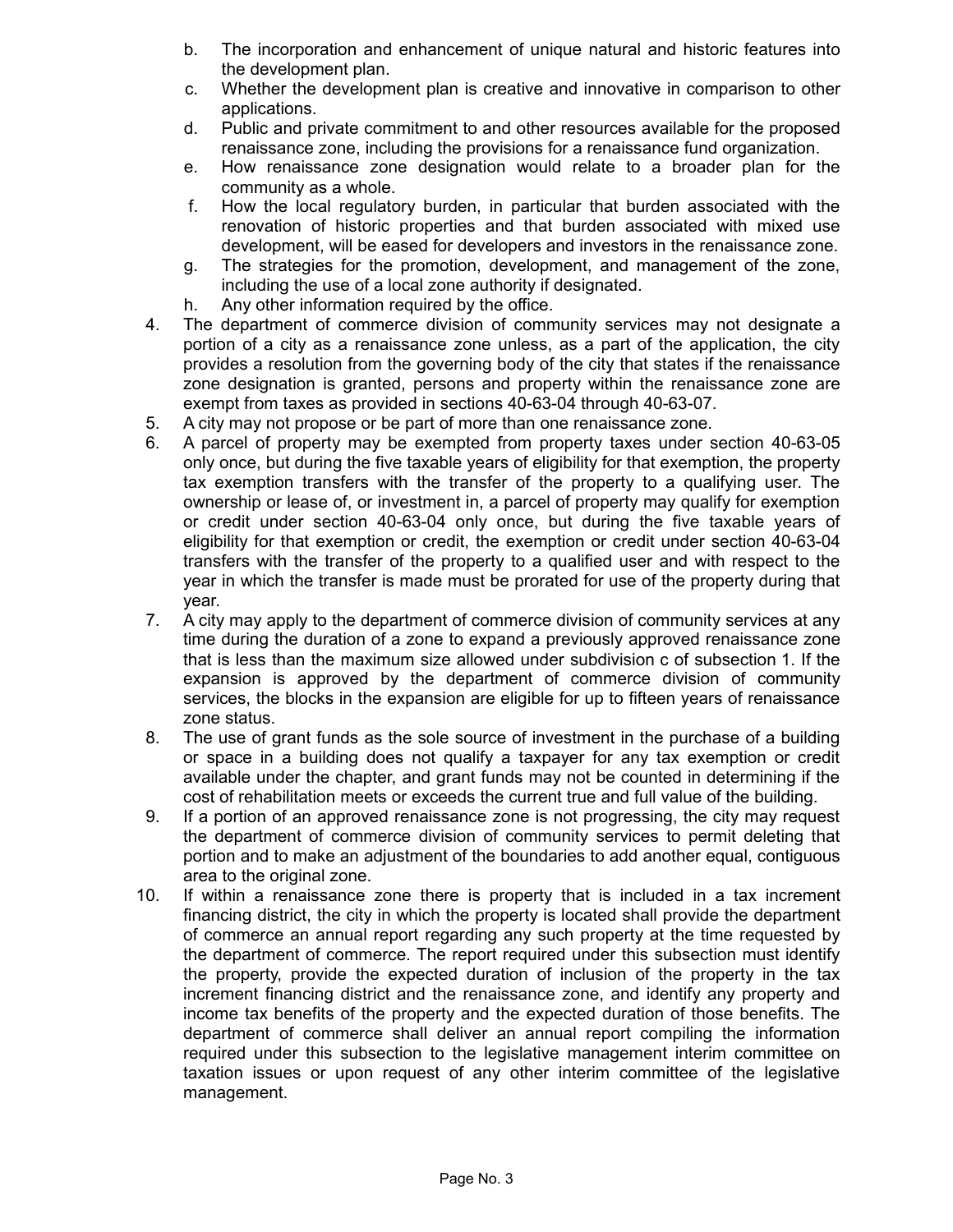b. The incorporation and enhancement of unique natural and historic features into the development plan.
c. Whether the development plan is creative and innovative in comparison to other applications.
d. Public and private commitment to and other resources available for the proposed renaissance zone, including the provisions for a renaissance fund organization.
e. How renaissance zone designation would relate to a broader plan for the community as a whole.
f. How the local regulatory burden, in particular that burden associated with the renovation of historic properties and that burden associated with mixed use development, will be eased for developers and investors in the renaissance zone.
g. The strategies for the promotion, development, and management of the zone, including the use of a local zone authority if designated.
h. Any other information required by the office.

4. The department of commerce division of community services may not designate a portion of a city as a renaissance zone unless, as a part of the application, the city provides a resolution from the governing body of the city that states if the renaissance zone designation is granted, persons and property within the renaissance zone are exempt from taxes as provided in sections 40-63-04 through 40-63-07.
5. A city may not propose or be part of more than one renaissance zone.
6. A parcel of property may be exempted from property taxes under section 40-63-05 only once, but during the five taxable years of eligibility for that exemption, the property tax exemption transfers with the transfer of the property to a qualifying user. The ownership or lease of, or investment in, a parcel of property may qualify for exemption or credit under section 40-63-04 only once, but during the five taxable years of eligibility for that exemption or credit, the exemption or credit under section 40-63-04 transfers with the transfer of the property to a qualified user and with respect to the year in which the transfer is made must be prorated for use of the property during that year.
7. A city may apply to the department of commerce division of community services at any time during the duration of a zone to expand a previously approved renaissance zone that is less than the maximum size allowed under subdivision c of subsection 1. If the expansion is approved by the department of commerce division of community services, the blocks in the expansion are eligible for up to fifteen years of renaissance zone status.
8. The use of grant funds as the sole source of investment in the purchase of a building or space in a building does not qualify a taxpayer for any tax exemption or credit available under the chapter, and grant funds may not be counted in determining if the cost of rehabilitation meets or exceeds the current true and full value of the building.
9. If a portion of an approved renaissance zone is not progressing, the city may request the department of commerce division of community services to permit deleting that portion and to make an adjustment of the boundaries to add another equal, contiguous area to the original zone.
10. If within a renaissance zone there is property that is included in a tax increment financing district, the city in which the property is located shall provide the department of commerce an annual report regarding any such property at the time requested by the department of commerce. The report required under this subsection must identify the property, provide the expected duration of inclusion of the property in the tax increment financing district and the renaissance zone, and identify any property and income tax benefits of the property and the expected duration of those benefits. The department of commerce shall deliver an annual report compiling the information required under this subsection to the legislative management interim committee on taxation issues or upon request of any other interim committee of the legislative management.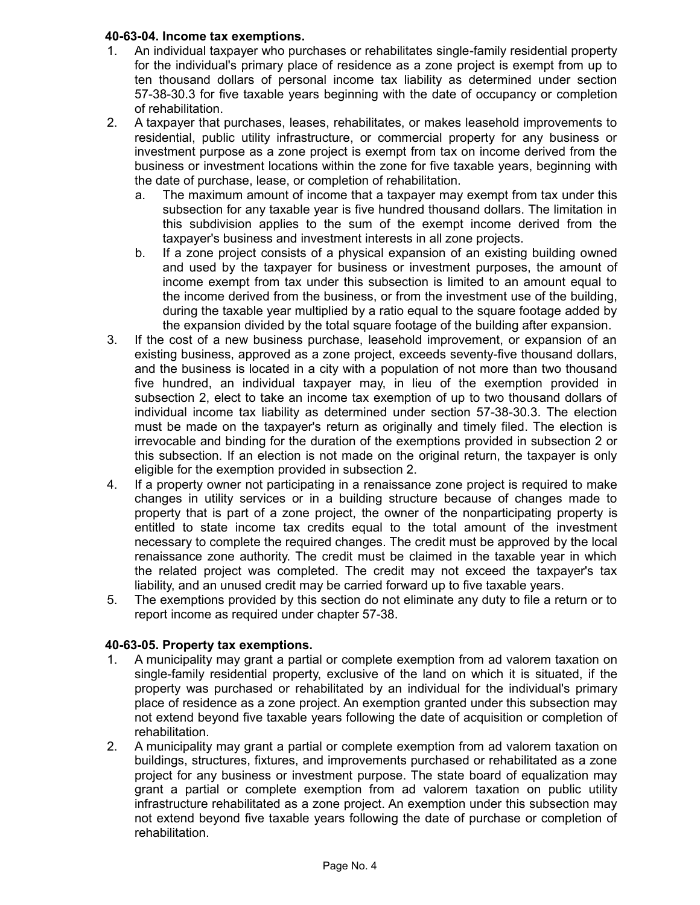**40-63-04. Income tax exemptions.**

1. An individual taxpayer who purchases or rehabilitates single-family residential property for the individual's primary place of residence as a zone project is exempt from up to ten thousand dollars of personal income tax liability as determined under section 57-38-30.3 for five taxable years beginning with the date of occupancy or completion of rehabilitation.
2. A taxpayer that purchases, leases, rehabilitates, or makes leasehold improvements to residential, public utility infrastructure, or commercial property for any business or investment purpose as a zone project is exempt from tax on income derived from the business or investment locations within the zone for five taxable years, beginning with the date of purchase, lease, or completion of rehabilitation.
   a. The maximum amount of income that a taxpayer may exempt from tax under this subsection for any taxable year is five hundred thousand dollars. The limitation in this subdivision applies to the sum of the exempt income derived from the taxpayer's business and investment interests in all zone projects.
   b. If a zone project consists of a physical expansion of an existing building owned and used by the taxpayer for business or investment purposes, the amount of income exempt from tax under this subsection is limited to an amount equal to the income derived from the business, or from the investment use of the building, during the taxable year multiplied by a ratio equal to the square footage added by the expansion divided by the total square footage of the building after expansion.
3. If the cost of a new business purchase, leasehold improvement, or expansion of an existing business, approved as a zone project, exceeds seventy-five thousand dollars, and the business is located in a city with a population of not more than two thousand five hundred, an individual taxpayer may, in lieu of the exemption provided in subsection 2, elect to take an income tax exemption of up to two thousand dollars of individual income tax liability as determined under section 57-38-30.3. The election must be made on the taxpayer's return as originally and timely filed. The election is irrevocable and binding for the duration of the exemptions provided in subsection 2 or this subsection. If an election is not made on the original return, the taxpayer is only eligible for the exemption provided in subsection 2.
4. If a property owner not participating in a renaissance zone project is required to make changes in utility services or in a building structure because of changes made to property that is part of a zone project, the owner of the nonparticipating property is entitled to state income tax credits equal to the total amount of the investment necessary to complete the required changes. The credit must be approved by the local renaissance zone authority. The credit must be claimed in the taxable year in which the related project was completed. The credit may not exceed the taxpayer's tax liability, and an unused credit may be carried forward up to five taxable years.
5. The exemptions provided by this section do not eliminate any duty to file a return or to report income as required under chapter 57-38.

**40-63-05. Property tax exemptions.**

1. A municipality may grant a partial or complete exemption from ad valorem taxation on single-family residential property, exclusive of the land on which it is situated, if the property was purchased or rehabilitated by an individual for the individual's primary place of residence as a zone project. An exemption granted under this subsection may not extend beyond five taxable years following the date of acquisition or completion of rehabilitation.
2. A municipality may grant a partial or complete exemption from ad valorem taxation on buildings, structures, fixtures, and improvements purchased or rehabilitated as a zone project for any business or investment purpose. The state board of equalization may grant a partial or complete exemption from ad valorem taxation on public utility infrastructure rehabilitated as a zone project. An exemption under this subsection may not extend beyond five taxable years following the date of purchase or completion of rehabilitation.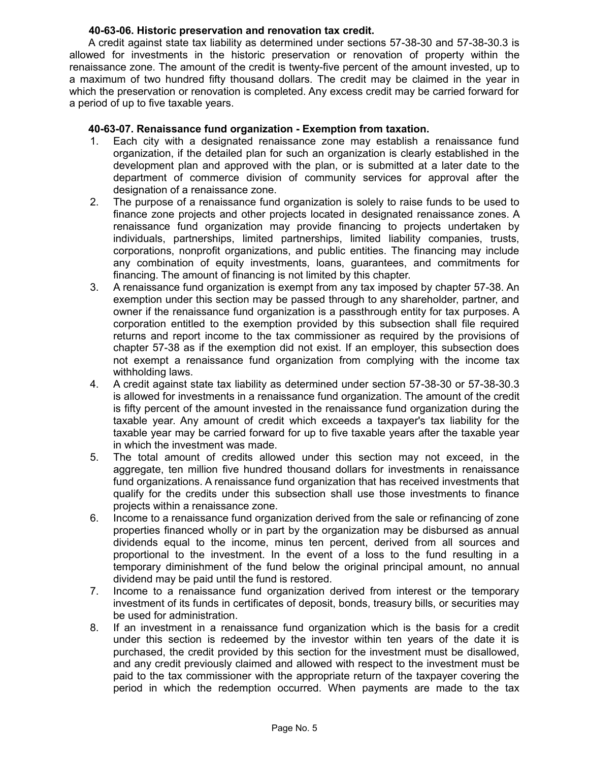**40-63-06. Historic preservation and renovation tax credit.**

A credit against state tax liability as determined under sections 57-38-30 and 57-38-30.3 is allowed for investments in the historic preservation or renovation of property within the renaissance zone. The amount of the credit is twenty-five percent of the amount invested, up to a maximum of two hundred fifty thousand dollars. The credit may be claimed in the year in which the preservation or renovation is completed. Any excess credit may be carried forward for a period of up to five taxable years.

**40-63-07. Renaissance fund organization - Exemption from taxation.**

1. Each city with a designated renaissance zone may establish a renaissance fund organization, if the detailed plan for such an organization is clearly established in the development plan and approved with the plan, or is submitted at a later date to the department of commerce division of community services for approval after the designation of a renaissance zone.
2. The purpose of a renaissance fund organization is solely to raise funds to be used to finance zone projects and other projects located in designated renaissance zones. A renaissance fund organization may provide financing to projects undertaken by individuals, partnerships, limited partnerships, limited liability companies, trusts, corporations, nonprofit organizations, and public entities. The financing may include any combination of equity investments, loans, guarantees, and commitments for financing. The amount of financing is not limited by this chapter.
3. A renaissance fund organization is exempt from any tax imposed by chapter 57-38. An exemption under this section may be passed through to any shareholder, partner, and owner if the renaissance fund organization is a passthrough entity for tax purposes. A corporation entitled to the exemption provided by this subsection shall file required returns and report income to the tax commissioner as required by the provisions of chapter 57-38 as if the exemption did not exist. If an employer, this subsection does not exempt a renaissance fund organization from complying with the income tax withholding laws.
4. A credit against state tax liability as determined under section 57-38-30 or 57-38-30.3 is allowed for investments in a renaissance fund organization. The amount of the credit is fifty percent of the amount invested in the renaissance fund organization during the taxable year. Any amount of credit which exceeds a taxpayer's tax liability for the taxable year may be carried forward for up to five taxable years after the taxable year in which the investment was made.
5. The total amount of credits allowed under this section may not exceed, in the aggregate, ten million five hundred thousand dollars for investments in renaissance fund organizations. A renaissance fund organization that has received investments that qualify for the credits under this subsection shall use those investments to finance projects within a renaissance zone.
6. Income to a renaissance fund organization derived from the sale or refinancing of zone properties financed wholly or in part by the organization may be disbursed as annual dividends equal to the income, minus ten percent, derived from all sources and proportional to the investment. In the event of a loss to the fund resulting in a temporary diminishment of the fund below the original principal amount, no annual dividend may be paid until the fund is restored.
7. Income to a renaissance fund organization derived from interest or the temporary investment of its funds in certificates of deposit, bonds, treasury bills, or securities may be used for administration.
8. If an investment in a renaissance fund organization which is the basis for a credit under this section is redeemed by the investor within ten years of the date it is purchased, the credit provided by this section for the investment must be disallowed, and any credit previously claimed and allowed with respect to the investment must be paid to the tax commissioner with the appropriate return of the taxpayer covering the period in which the redemption occurred. When payments are made to the tax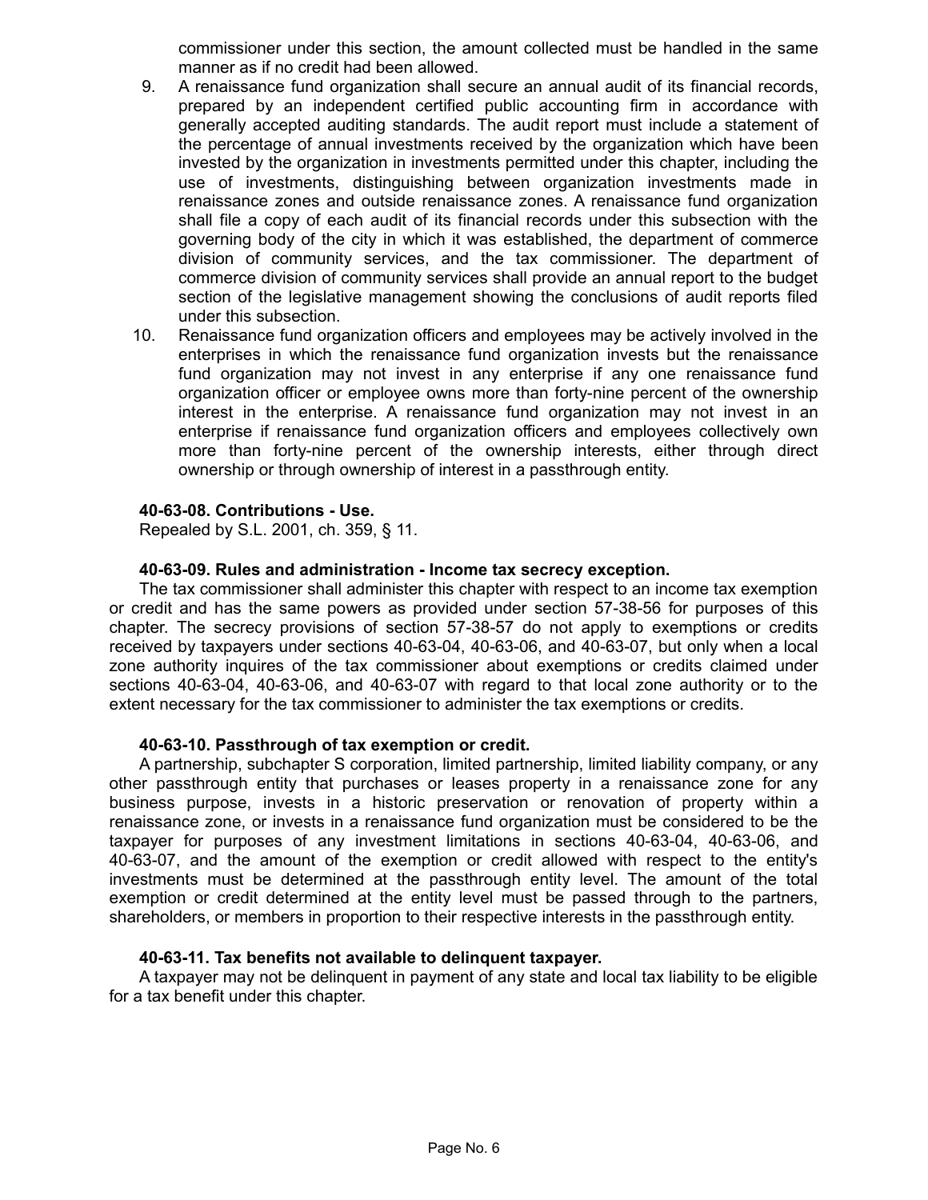commissioner under this section, the amount collected must be handled in the same manner as if no credit had been allowed.

9. A renaissance fund organization shall secure an annual audit of its financial records, prepared by an independent certified public accounting firm in accordance with generally accepted auditing standards. The audit report must include a statement of the percentage of annual investments received by the organization which have been invested by the organization in investments permitted under this chapter, including the use of investments, distinguishing between organization investments made in renaissance zones and outside renaissance zones. A renaissance fund organization shall file a copy of each audit of its financial records under this subsection with the governing body of the city in which it was established, the department of commerce division of community services, and the tax commissioner. The department of commerce division of community services shall provide an annual report to the budget section of the legislative management showing the conclusions of audit reports filed under this subsection.

10. Renaissance fund organization officers and employees may be actively involved in the enterprises in which the renaissance fund organization invests but the renaissance fund organization may not invest in any enterprise if any one renaissance fund organization officer or employee owns more than forty-nine percent of the ownership interest in the enterprise. A renaissance fund organization may not invest in an enterprise if renaissance fund organization officers and employees collectively own more than forty-nine percent of the ownership interests, either through direct ownership or through ownership of interest in a passthrough entity.

**40-63-08. Contributions - Use.**

Repealed by S.L. 2001, ch. 359, § 11.

**40-63-09. Rules and administration - Income tax secrecy exception.**

The tax commissioner shall administer this chapter with respect to an income tax exemption or credit and has the same powers as provided under section 57-38-56 for purposes of this chapter. The secrecy provisions of section 57-38-57 do not apply to exemptions or credits received by taxpayers under sections 40-63-04, 40-63-06, and 40-63-07, but only when a local zone authority inquires of the tax commissioner about exemptions or credits claimed under sections 40-63-04, 40-63-06, and 40-63-07 with regard to that local zone authority or to the extent necessary for the tax commissioner to administer the tax exemptions or credits.

**40-63-10. Passthrough of tax exemption or credit.**

A partnership, subchapter S corporation, limited partnership, limited liability company, or any other passthrough entity that purchases or leases property in a renaissance zone for any business purpose, invests in a historic preservation or renovation of property within a renaissance zone, or invests in a renaissance fund organization must be considered to be the taxpayer for purposes of any investment limitations in sections 40-63-04, 40-63-06, and 40-63-07, and the amount of the exemption or credit allowed with respect to the entity's investments must be determined at the passthrough entity level. The amount of the total exemption or credit determined at the entity level must be passed through to the partners, shareholders, or members in proportion to their respective interests in the passthrough entity.

**40-63-11. Tax benefits not available to delinquent taxpayer.**

A taxpayer may not be delinquent in payment of any state and local tax liability to be eligible for a tax benefit under this chapter.